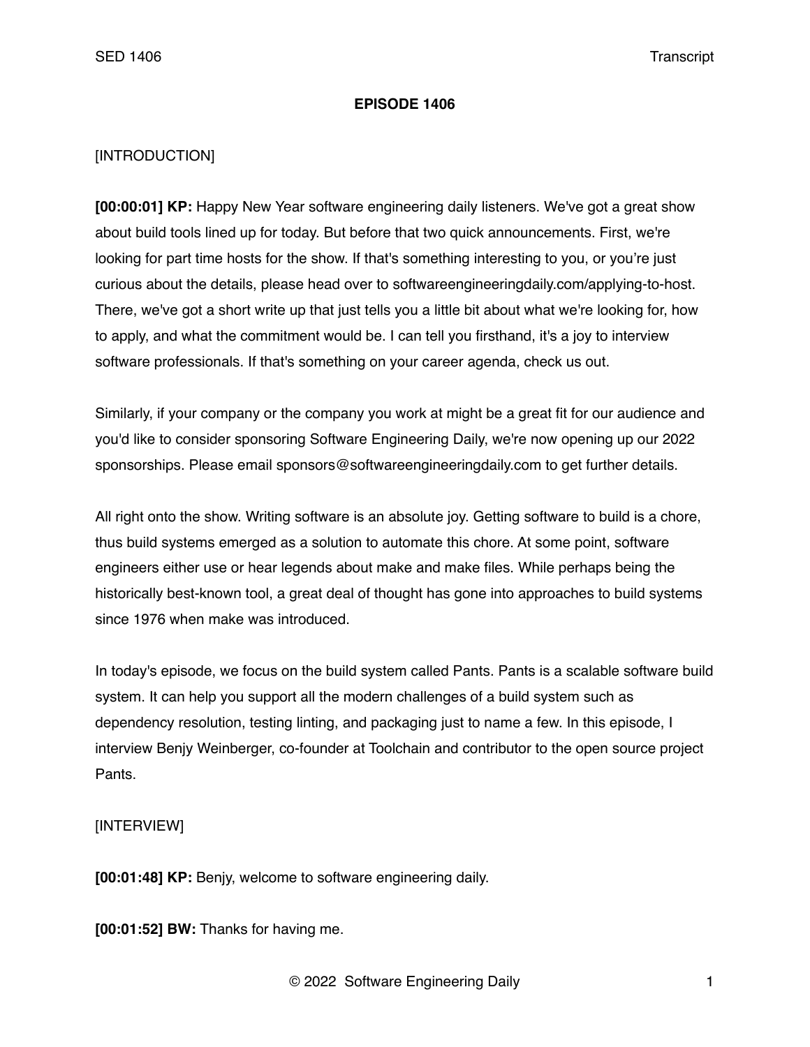**EPISODE 1406**

[INTRODUCTION]

**[00:00:01] KP:** Happy New Year software engineering daily listeners. We've got a great show about build tools lined up for today. But before that two quick announcements. First, we're looking for part time hosts for the show. If that's something interesting to you, or you're just curious about the details, please head over to softwareengineeringdaily.com/applying-to-host. There, we've got a short write up that just tells you a little bit about what we're looking for, how to apply, and what the commitment would be. I can tell you firsthand, it's a joy to interview software professionals. If that's something on your career agenda, check us out.

Similarly, if your company or the company you work at might be a great fit for our audience and you'd like to consider sponsoring Software Engineering Daily, we're now opening up our 2022 sponsorships. Please email sponsors@softwareengineeringdaily.com to get further details.

All right onto the show. Writing software is an absolute joy. Getting software to build is a chore, thus build systems emerged as a solution to automate this chore. At some point, software engineers either use or hear legends about make and make files. While perhaps being the historically best-known tool, a great deal of thought has gone into approaches to build systems since 1976 when make was introduced.

In today's episode, we focus on the build system called Pants. Pants is a scalable software build system. It can help you support all the modern challenges of a build system such as dependency resolution, testing linting, and packaging just to name a few. In this episode, I interview Benjy Weinberger, co-founder at Toolchain and contributor to the open source project Pants.

[INTERVIEW]

**[00:01:48] KP:** Benjy, welcome to software engineering daily.

**[00:01:52] BW:** Thanks for having me.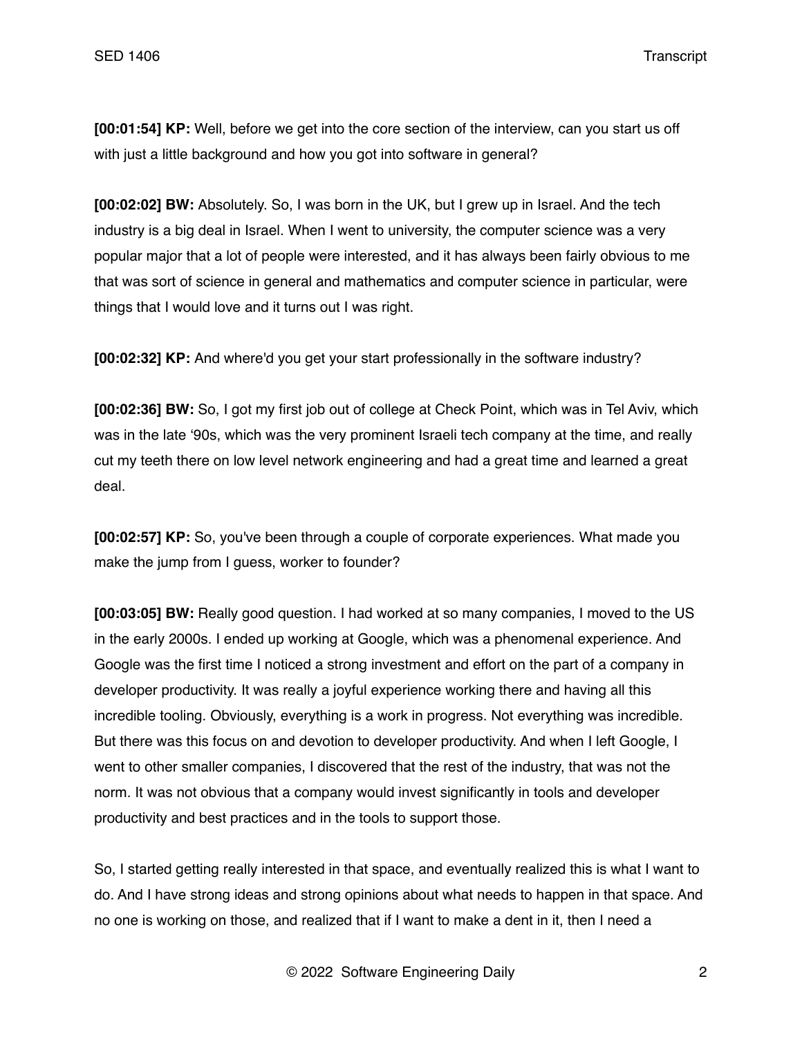**[00:01:54] KP:** Well, before we get into the core section of the interview, can you start us off with just a little background and how you got into software in general?

**[00:02:02] BW:** Absolutely. So, I was born in the UK, but I grew up in Israel. And the tech industry is a big deal in Israel. When I went to university, the computer science was a very popular major that a lot of people were interested, and it has always been fairly obvious to me that was sort of science in general and mathematics and computer science in particular, were things that I would love and it turns out I was right.

**[00:02:32] KP:** And where'd you get your start professionally in the software industry?

**[00:02:36] BW:** So, I got my first job out of college at Check Point, which was in Tel Aviv, which was in the late '90s, which was the very prominent Israeli tech company at the time, and really cut my teeth there on low level network engineering and had a great time and learned a great deal.

**[00:02:57] KP:** So, you've been through a couple of corporate experiences. What made you make the jump from I guess, worker to founder?

**[00:03:05] BW:** Really good question. I had worked at so many companies, I moved to the US in the early 2000s. I ended up working at Google, which was a phenomenal experience. And Google was the first time I noticed a strong investment and effort on the part of a company in developer productivity. It was really a joyful experience working there and having all this incredible tooling. Obviously, everything is a work in progress. Not everything was incredible. But there was this focus on and devotion to developer productivity. And when I left Google, I went to other smaller companies, I discovered that the rest of the industry, that was not the norm. It was not obvious that a company would invest significantly in tools and developer productivity and best practices and in the tools to support those.

So, I started getting really interested in that space, and eventually realized this is what I want to do. And I have strong ideas and strong opinions about what needs to happen in that space. And no one is working on those, and realized that if I want to make a dent in it, then I need a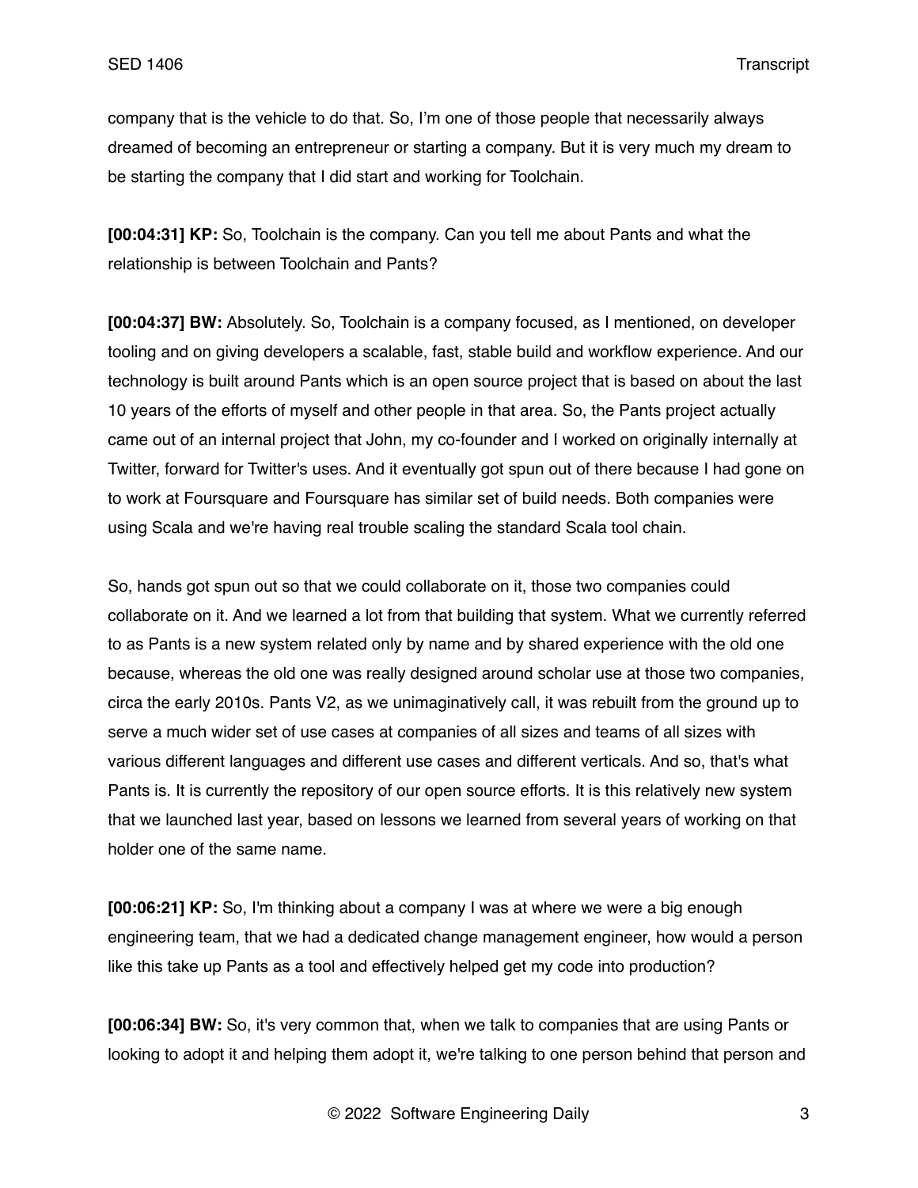company that is the vehicle to do that. So, I'm one of those people that necessarily always dreamed of becoming an entrepreneur or starting a company. But it is very much my dream to be starting the company that I did start and working for Toolchain.

**[00:04:31] KP:** So, Toolchain is the company. Can you tell me about Pants and what the relationship is between Toolchain and Pants?

**[00:04:37] BW:** Absolutely. So, Toolchain is a company focused, as I mentioned, on developer tooling and on giving developers a scalable, fast, stable build and workflow experience. And our technology is built around Pants which is an open source project that is based on about the last 10 years of the efforts of myself and other people in that area. So, the Pants project actually came out of an internal project that John, my co-founder and I worked on originally internally at Twitter, forward for Twitter's uses. And it eventually got spun out of there because I had gone on to work at Foursquare and Foursquare has similar set of build needs. Both companies were using Scala and we're having real trouble scaling the standard Scala tool chain.

So, hands got spun out so that we could collaborate on it, those two companies could collaborate on it. And we learned a lot from that building that system. What we currently referred to as Pants is a new system related only by name and by shared experience with the old one because, whereas the old one was really designed around scholar use at those two companies, circa the early 2010s. Pants V2, as we unimaginatively call, it was rebuilt from the ground up to serve a much wider set of use cases at companies of all sizes and teams of all sizes with various different languages and different use cases and different verticals. And so, that's what Pants is. It is currently the repository of our open source efforts. It is this relatively new system that we launched last year, based on lessons we learned from several years of working on that holder one of the same name.

**[00:06:21] KP:** So, I'm thinking about a company I was at where we were a big enough engineering team, that we had a dedicated change management engineer, how would a person like this take up Pants as a tool and effectively helped get my code into production?

**[00:06:34] BW:** So, it's very common that, when we talk to companies that are using Pants or looking to adopt it and helping them adopt it, we're talking to one person behind that person and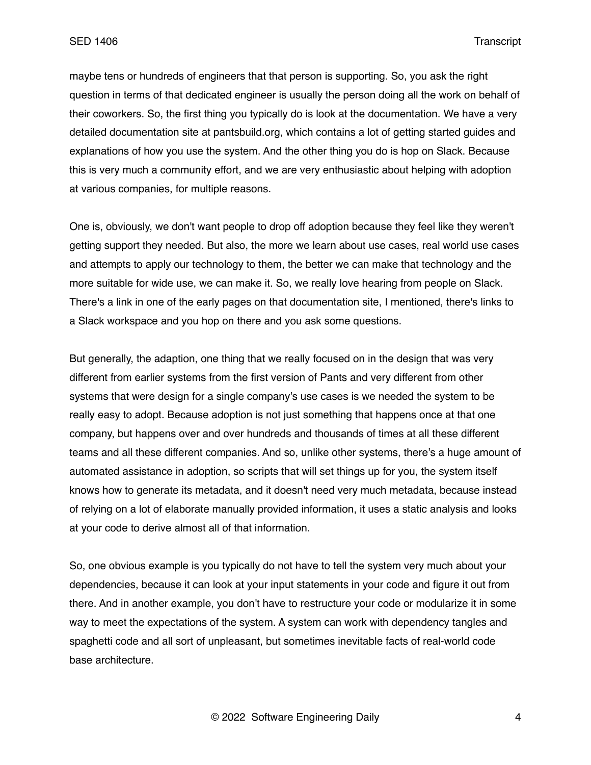maybe tens or hundreds of engineers that that person is supporting. So, you ask the right question in terms of that dedicated engineer is usually the person doing all the work on behalf of their coworkers. So, the first thing you typically do is look at the documentation. We have a very detailed documentation site at pantsbuild.org, which contains a lot of getting started guides and explanations of how you use the system. And the other thing you do is hop on Slack. Because this is very much a community effort, and we are very enthusiastic about helping with adoption at various companies, for multiple reasons.

One is, obviously, we don't want people to drop off adoption because they feel like they weren't getting support they needed. But also, the more we learn about use cases, real world use cases and attempts to apply our technology to them, the better we can make that technology and the more suitable for wide use, we can make it. So, we really love hearing from people on Slack. There's a link in one of the early pages on that documentation site, I mentioned, there's links to a Slack workspace and you hop on there and you ask some questions.

But generally, the adaption, one thing that we really focused on in the design that was very different from earlier systems from the first version of Pants and very different from other systems that were design for a single company's use cases is we needed the system to be really easy to adopt. Because adoption is not just something that happens once at that one company, but happens over and over hundreds and thousands of times at all these different teams and all these different companies. And so, unlike other systems, there's a huge amount of automated assistance in adoption, so scripts that will set things up for you, the system itself knows how to generate its metadata, and it doesn't need very much metadata, because instead of relying on a lot of elaborate manually provided information, it uses a static analysis and looks at your code to derive almost all of that information.

So, one obvious example is you typically do not have to tell the system very much about your dependencies, because it can look at your input statements in your code and figure it out from there. And in another example, you don't have to restructure your code or modularize it in some way to meet the expectations of the system. A system can work with dependency tangles and spaghetti code and all sort of unpleasant, but sometimes inevitable facts of real-world code base architecture.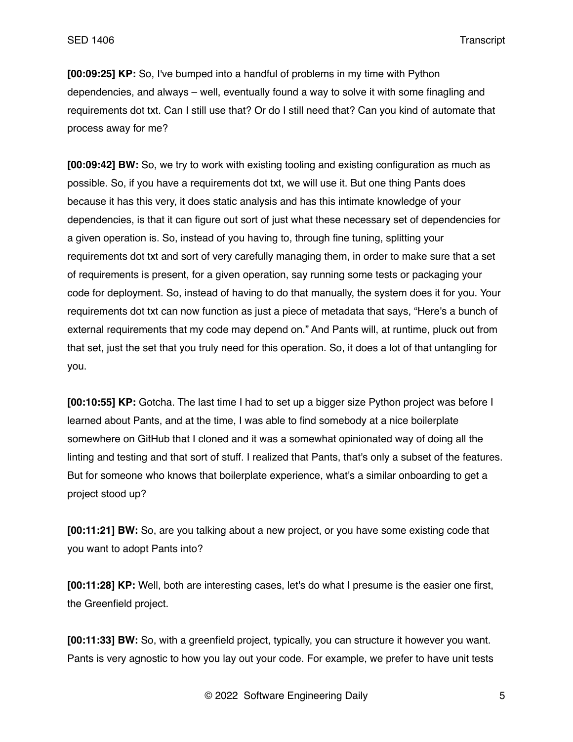**[00:09:25] KP:** So, I've bumped into a handful of problems in my time with Python dependencies, and always – well, eventually found a way to solve it with some finagling and requirements dot txt. Can I still use that? Or do I still need that? Can you kind of automate that process away for me?

**[00:09:42] BW:** So, we try to work with existing tooling and existing configuration as much as possible. So, if you have a requirements dot txt, we will use it. But one thing Pants does because it has this very, it does static analysis and has this intimate knowledge of your dependencies, is that it can figure out sort of just what these necessary set of dependencies for a given operation is. So, instead of you having to, through fine tuning, splitting your requirements dot txt and sort of very carefully managing them, in order to make sure that a set of requirements is present, for a given operation, say running some tests or packaging your code for deployment. So, instead of having to do that manually, the system does it for you. Your requirements dot txt can now function as just a piece of metadata that says, "Here's a bunch of external requirements that my code may depend on." And Pants will, at runtime, pluck out from that set, just the set that you truly need for this operation. So, it does a lot of that untangling for you.

**[00:10:55] KP:** Gotcha. The last time I had to set up a bigger size Python project was before I learned about Pants, and at the time, I was able to find somebody at a nice boilerplate somewhere on GitHub that I cloned and it was a somewhat opinionated way of doing all the linting and testing and that sort of stuff. I realized that Pants, that's only a subset of the features. But for someone who knows that boilerplate experience, what's a similar onboarding to get a project stood up?

**[00:11:21] BW:** So, are you talking about a new project, or you have some existing code that you want to adopt Pants into?

**[00:11:28] KP:** Well, both are interesting cases, let's do what I presume is the easier one first, the Greenfield project.

**[00:11:33] BW:** So, with a greenfield project, typically, you can structure it however you want. Pants is very agnostic to how you lay out your code. For example, we prefer to have unit tests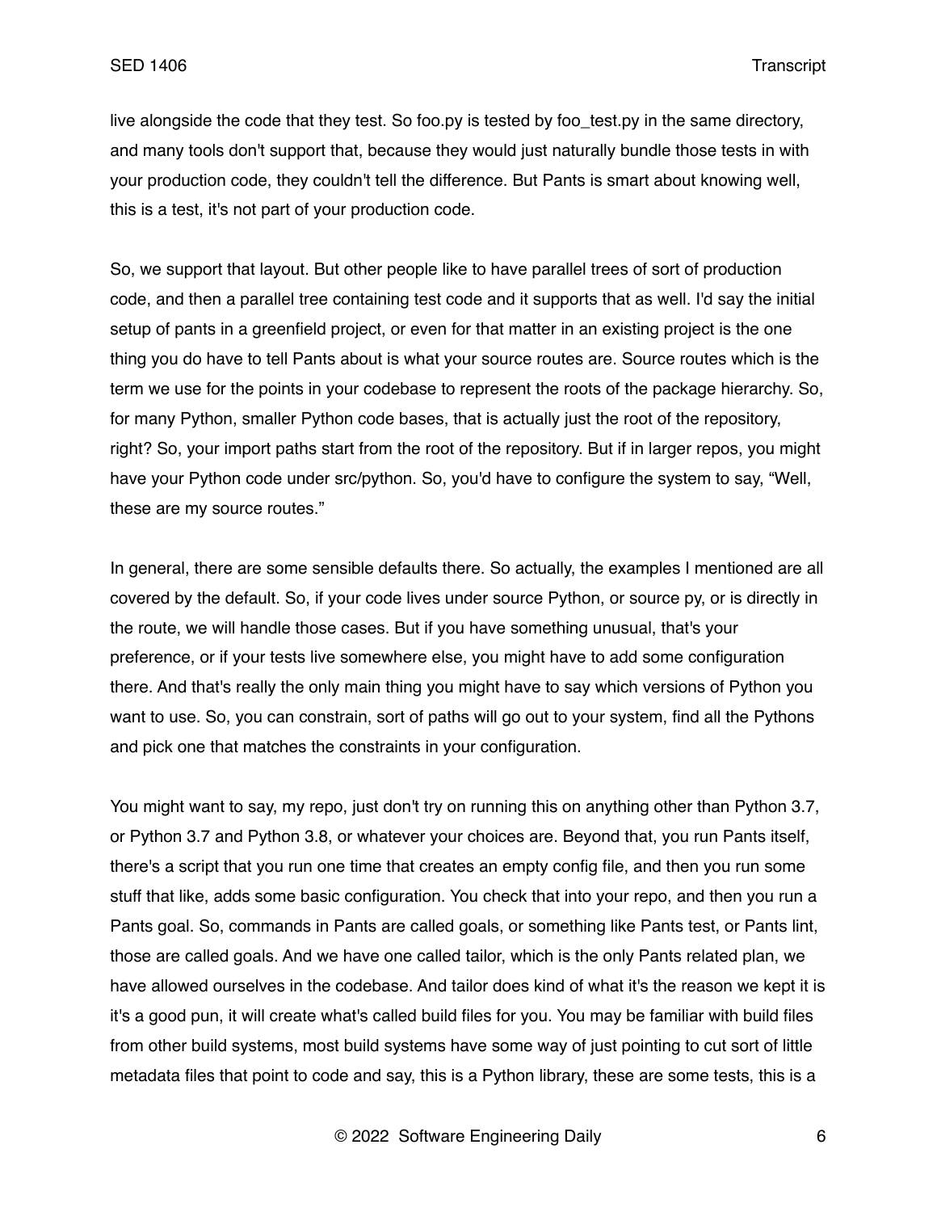live alongside the code that they test. So foo.py is tested by foo_test.py in the same directory, and many tools don't support that, because they would just naturally bundle those tests in with your production code, they couldn't tell the difference. But Pants is smart about knowing well, this is a test, it's not part of your production code.

So, we support that layout. But other people like to have parallel trees of sort of production code, and then a parallel tree containing test code and it supports that as well. I'd say the initial setup of pants in a greenfield project, or even for that matter in an existing project is the one thing you do have to tell Pants about is what your source routes are. Source routes which is the term we use for the points in your codebase to represent the roots of the package hierarchy. So, for many Python, smaller Python code bases, that is actually just the root of the repository, right? So, your import paths start from the root of the repository. But if in larger repos, you might have your Python code under src/python. So, you'd have to configure the system to say, "Well, these are my source routes."

In general, there are some sensible defaults there. So actually, the examples I mentioned are all covered by the default. So, if your code lives under source Python, or source py, or is directly in the route, we will handle those cases. But if you have something unusual, that's your preference, or if your tests live somewhere else, you might have to add some configuration there. And that's really the only main thing you might have to say which versions of Python you want to use. So, you can constrain, sort of paths will go out to your system, find all the Pythons and pick one that matches the constraints in your configuration.

You might want to say, my repo, just don't try on running this on anything other than Python 3.7, or Python 3.7 and Python 3.8, or whatever your choices are. Beyond that, you run Pants itself, there's a script that you run one time that creates an empty config file, and then you run some stuff that like, adds some basic configuration. You check that into your repo, and then you run a Pants goal. So, commands in Pants are called goals, or something like Pants test, or Pants lint, those are called goals. And we have one called tailor, which is the only Pants related plan, we have allowed ourselves in the codebase. And tailor does kind of what it's the reason we kept it is it's a good pun, it will create what's called build files for you. You may be familiar with build files from other build systems, most build systems have some way of just pointing to cut sort of little metadata files that point to code and say, this is a Python library, these are some tests, this is a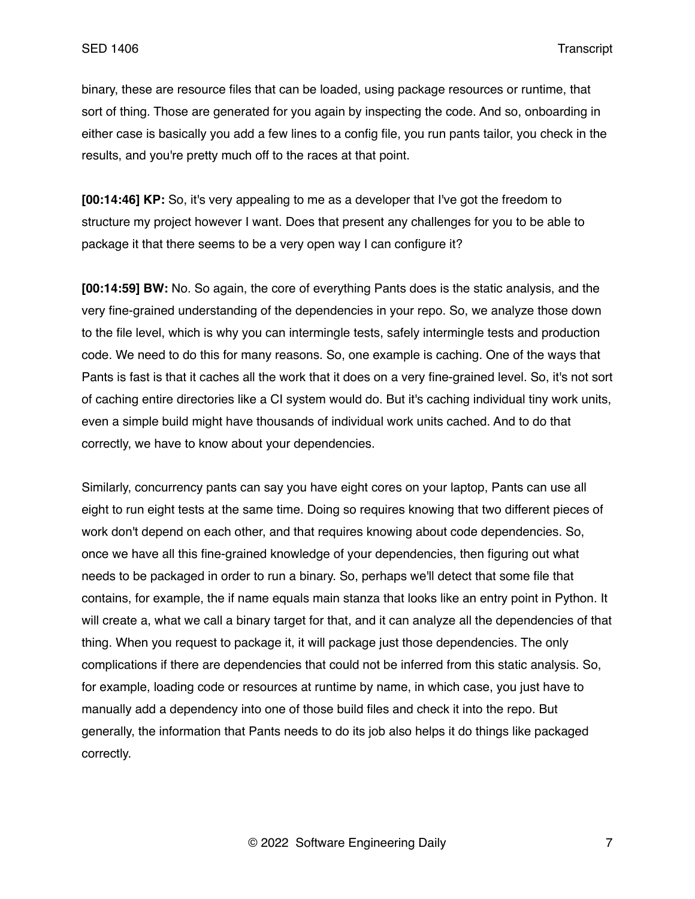binary, these are resource files that can be loaded, using package resources or runtime, that sort of thing. Those are generated for you again by inspecting the code. And so, onboarding in either case is basically you add a few lines to a config file, you run pants tailor, you check in the results, and you're pretty much off to the races at that point.

**[00:14:46] KP:** So, it's very appealing to me as a developer that I've got the freedom to structure my project however I want. Does that present any challenges for you to be able to package it that there seems to be a very open way I can configure it?

**[00:14:59] BW:** No. So again, the core of everything Pants does is the static analysis, and the very fine-grained understanding of the dependencies in your repo. So, we analyze those down to the file level, which is why you can intermingle tests, safely intermingle tests and production code. We need to do this for many reasons. So, one example is caching. One of the ways that Pants is fast is that it caches all the work that it does on a very fine-grained level. So, it's not sort of caching entire directories like a CI system would do. But it's caching individual tiny work units, even a simple build might have thousands of individual work units cached. And to do that correctly, we have to know about your dependencies.

Similarly, concurrency pants can say you have eight cores on your laptop, Pants can use all eight to run eight tests at the same time. Doing so requires knowing that two different pieces of work don't depend on each other, and that requires knowing about code dependencies. So, once we have all this fine-grained knowledge of your dependencies, then figuring out what needs to be packaged in order to run a binary. So, perhaps we'll detect that some file that contains, for example, the if name equals main stanza that looks like an entry point in Python. It will create a, what we call a binary target for that, and it can analyze all the dependencies of that thing. When you request to package it, it will package just those dependencies. The only complications if there are dependencies that could not be inferred from this static analysis. So, for example, loading code or resources at runtime by name, in which case, you just have to manually add a dependency into one of those build files and check it into the repo. But generally, the information that Pants needs to do its job also helps it do things like packaged correctly.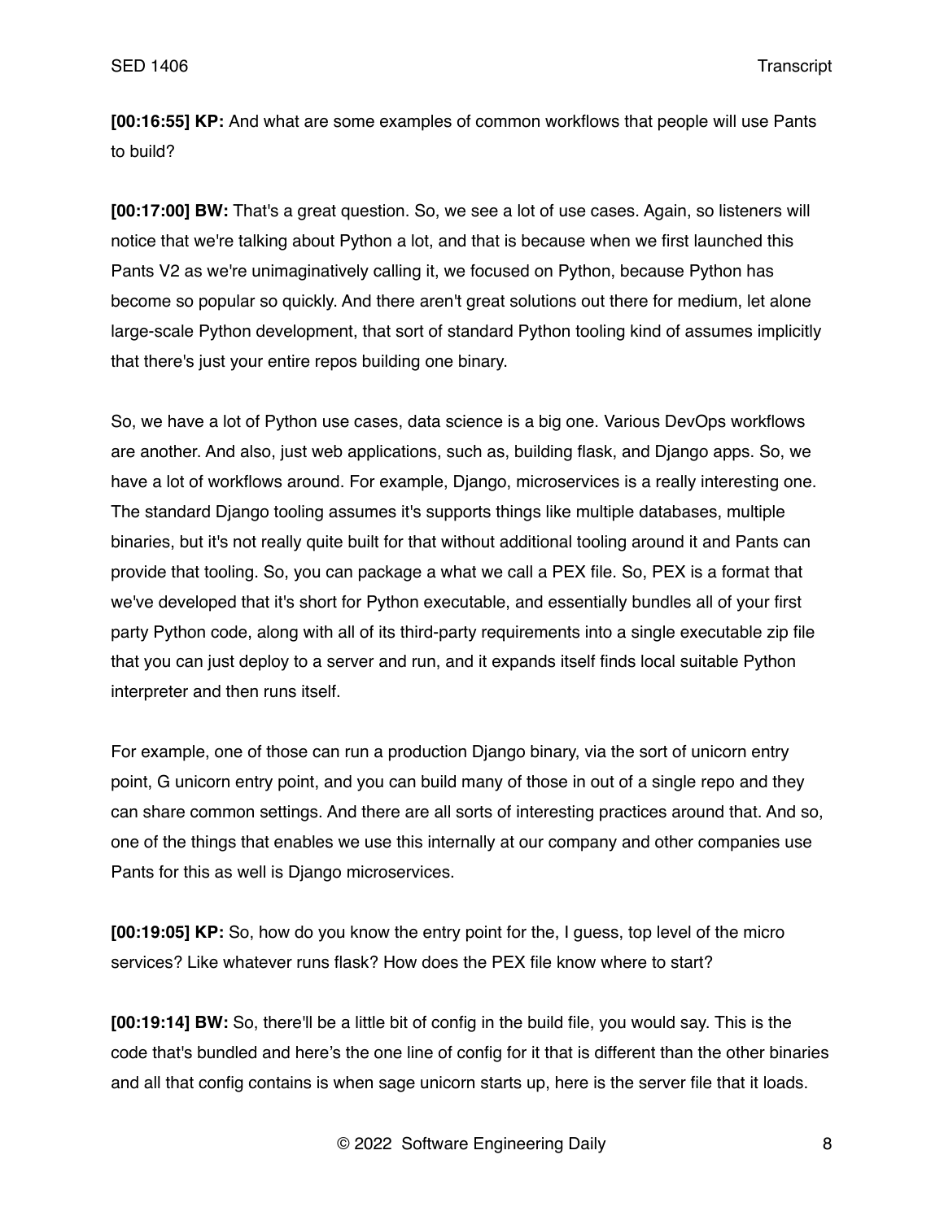**[00:16:55] KP:** And what are some examples of common workflows that people will use Pants to build?

**[00:17:00] BW:** That's a great question. So, we see a lot of use cases. Again, so listeners will notice that we're talking about Python a lot, and that is because when we first launched this Pants V2 as we're unimaginatively calling it, we focused on Python, because Python has become so popular so quickly. And there aren't great solutions out there for medium, let alone large-scale Python development, that sort of standard Python tooling kind of assumes implicitly that there's just your entire repos building one binary.

So, we have a lot of Python use cases, data science is a big one. Various DevOps workflows are another. And also, just web applications, such as, building flask, and Django apps. So, we have a lot of workflows around. For example, Django, microservices is a really interesting one. The standard Django tooling assumes it's supports things like multiple databases, multiple binaries, but it's not really quite built for that without additional tooling around it and Pants can provide that tooling. So, you can package a what we call a PEX file. So, PEX is a format that we've developed that it's short for Python executable, and essentially bundles all of your first party Python code, along with all of its third-party requirements into a single executable zip file that you can just deploy to a server and run, and it expands itself finds local suitable Python interpreter and then runs itself.

For example, one of those can run a production Django binary, via the sort of unicorn entry point, G unicorn entry point, and you can build many of those in out of a single repo and they can share common settings. And there are all sorts of interesting practices around that. And so, one of the things that enables we use this internally at our company and other companies use Pants for this as well is Django microservices.

**[00:19:05] KP:** So, how do you know the entry point for the, I guess, top level of the micro services? Like whatever runs flask? How does the PEX file know where to start?

**[00:19:14] BW:** So, there'll be a little bit of config in the build file, you would say. This is the code that's bundled and here's the one line of config for it that is different than the other binaries and all that config contains is when sage unicorn starts up, here is the server file that it loads.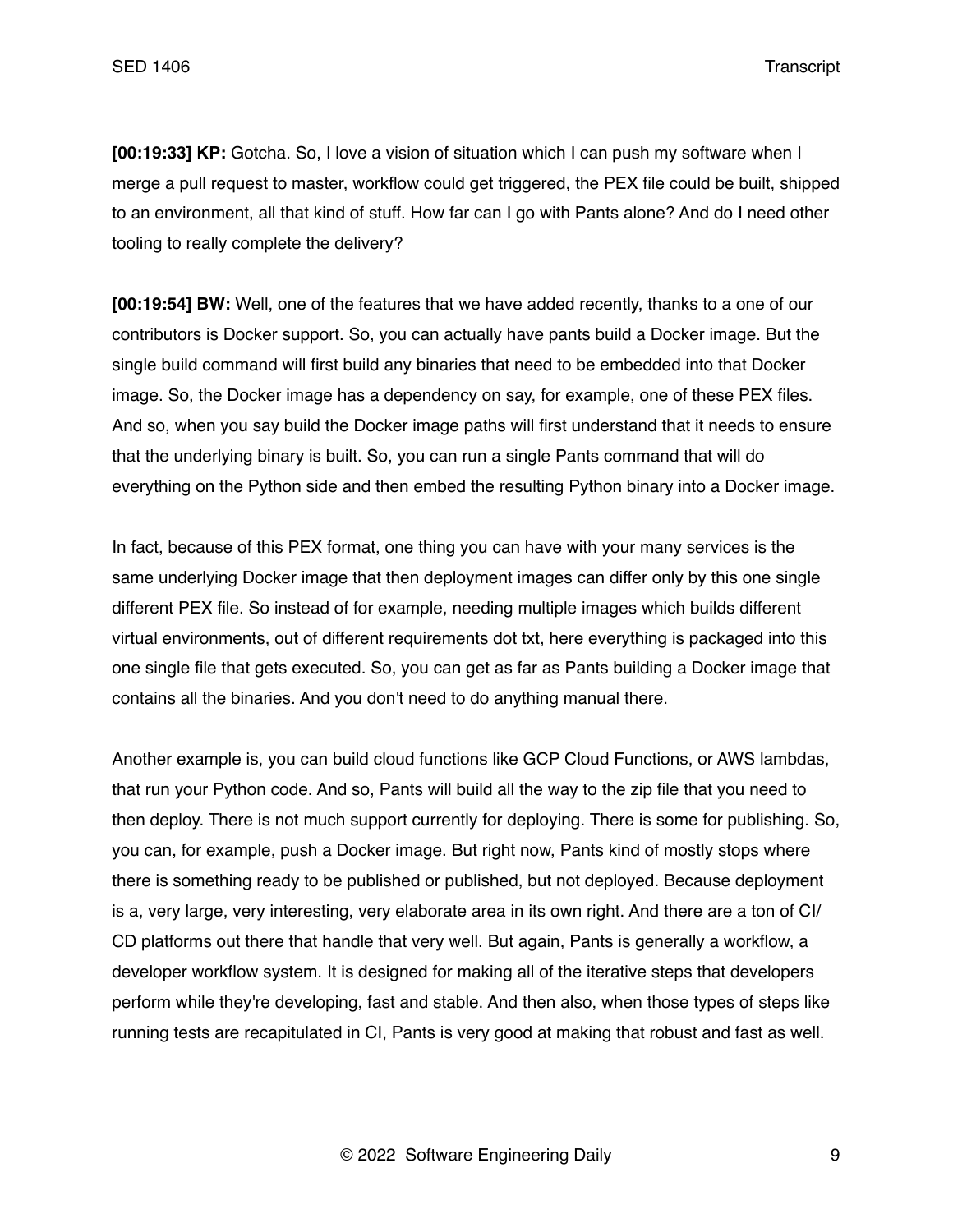**[00:19:33] KP:** Gotcha. So, I love a vision of situation which I can push my software when I merge a pull request to master, workflow could get triggered, the PEX file could be built, shipped to an environment, all that kind of stuff. How far can I go with Pants alone? And do I need other tooling to really complete the delivery?

**[00:19:54] BW:** Well, one of the features that we have added recently, thanks to a one of our contributors is Docker support. So, you can actually have pants build a Docker image. But the single build command will first build any binaries that need to be embedded into that Docker image. So, the Docker image has a dependency on say, for example, one of these PEX files. And so, when you say build the Docker image paths will first understand that it needs to ensure that the underlying binary is built. So, you can run a single Pants command that will do everything on the Python side and then embed the resulting Python binary into a Docker image.

In fact, because of this PEX format, one thing you can have with your many services is the same underlying Docker image that then deployment images can differ only by this one single different PEX file. So instead of for example, needing multiple images which builds different virtual environments, out of different requirements dot txt, here everything is packaged into this one single file that gets executed. So, you can get as far as Pants building a Docker image that contains all the binaries. And you don't need to do anything manual there.

Another example is, you can build cloud functions like GCP Cloud Functions, or AWS lambdas, that run your Python code. And so, Pants will build all the way to the zip file that you need to then deploy. There is not much support currently for deploying. There is some for publishing. So, you can, for example, push a Docker image. But right now, Pants kind of mostly stops where there is something ready to be published or published, but not deployed. Because deployment is a, very large, very interesting, very elaborate area in its own right. And there are a ton of CI/CD platforms out there that handle that very well. But again, Pants is generally a workflow, a developer workflow system. It is designed for making all of the iterative steps that developers perform while they're developing, fast and stable. And then also, when those types of steps like running tests are recapitulated in CI, Pants is very good at making that robust and fast as well.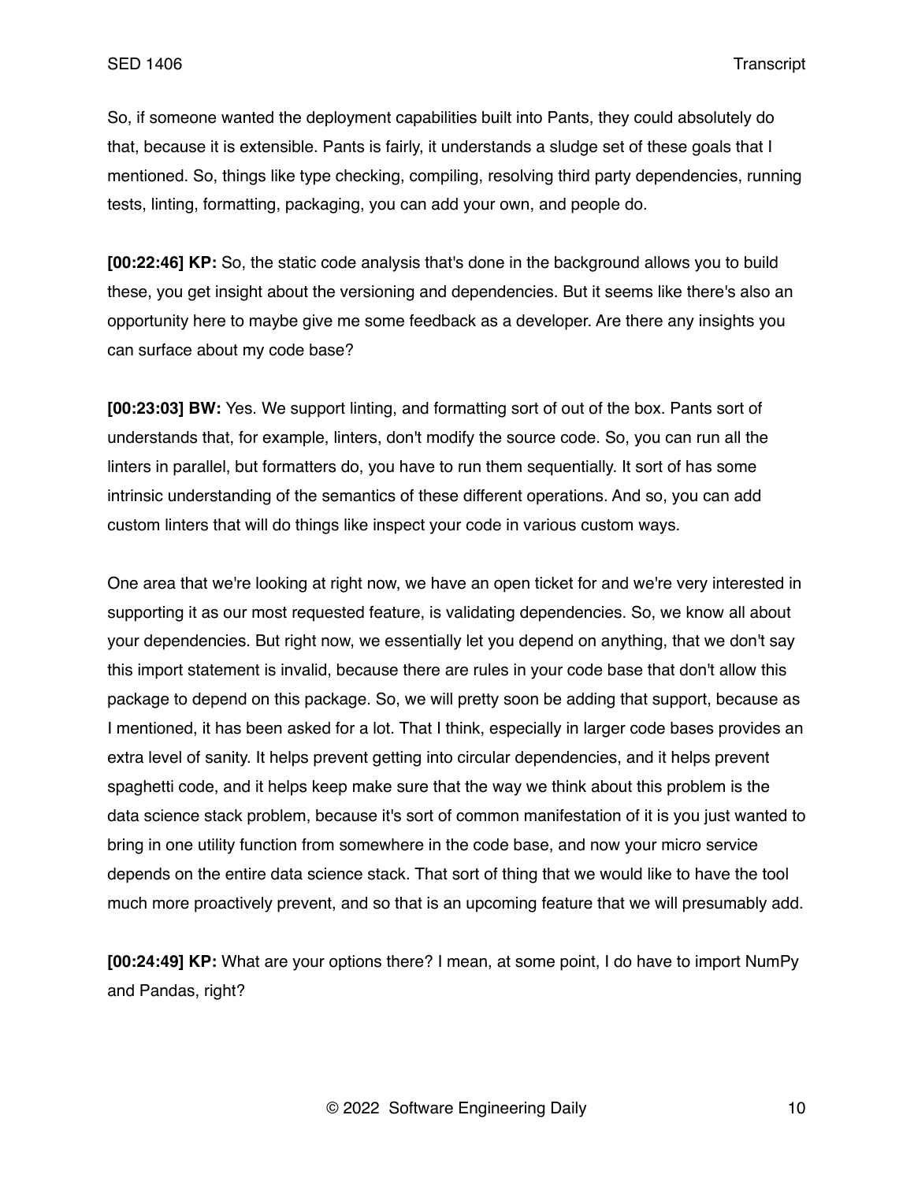So, if someone wanted the deployment capabilities built into Pants, they could absolutely do that, because it is extensible. Pants is fairly, it understands a sludge set of these goals that I mentioned. So, things like type checking, compiling, resolving third party dependencies, running tests, linting, formatting, packaging, you can add your own, and people do.

**[00:22:46] KP:** So, the static code analysis that's done in the background allows you to build these, you get insight about the versioning and dependencies. But it seems like there's also an opportunity here to maybe give me some feedback as a developer. Are there any insights you can surface about my code base?

**[00:23:03] BW:** Yes. We support linting, and formatting sort of out of the box. Pants sort of understands that, for example, linters, don't modify the source code. So, you can run all the linters in parallel, but formatters do, you have to run them sequentially. It sort of has some intrinsic understanding of the semantics of these different operations. And so, you can add custom linters that will do things like inspect your code in various custom ways.

One area that we're looking at right now, we have an open ticket for and we're very interested in supporting it as our most requested feature, is validating dependencies. So, we know all about your dependencies. But right now, we essentially let you depend on anything, that we don't say this import statement is invalid, because there are rules in your code base that don't allow this package to depend on this package. So, we will pretty soon be adding that support, because as I mentioned, it has been asked for a lot. That I think, especially in larger code bases provides an extra level of sanity. It helps prevent getting into circular dependencies, and it helps prevent spaghetti code, and it helps keep make sure that the way we think about this problem is the data science stack problem, because it's sort of common manifestation of it is you just wanted to bring in one utility function from somewhere in the code base, and now your micro service depends on the entire data science stack. That sort of thing that we would like to have the tool much more proactively prevent, and so that is an upcoming feature that we will presumably add.

**[00:24:49] KP:** What are your options there? I mean, at some point, I do have to import NumPy and Pandas, right?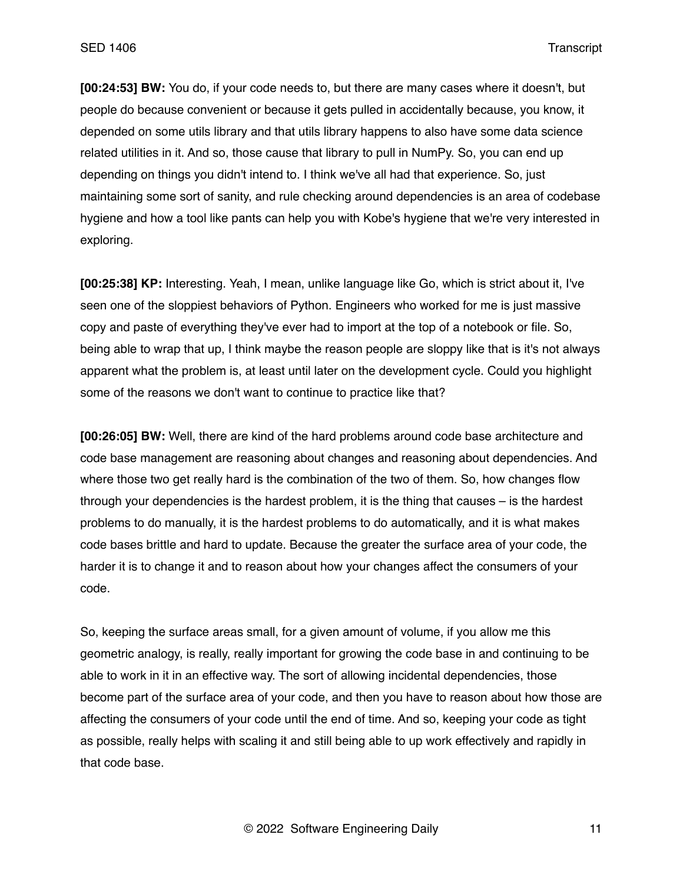**[00:24:53] BW:** You do, if your code needs to, but there are many cases where it doesn't, but people do because convenient or because it gets pulled in accidentally because, you know, it depended on some utils library and that utils library happens to also have some data science related utilities in it. And so, those cause that library to pull in NumPy. So, you can end up depending on things you didn't intend to. I think we've all had that experience. So, just maintaining some sort of sanity, and rule checking around dependencies is an area of codebase hygiene and how a tool like pants can help you with Kobe's hygiene that we're very interested in exploring.

**[00:25:38] KP:** Interesting. Yeah, I mean, unlike language like Go, which is strict about it, I've seen one of the sloppiest behaviors of Python. Engineers who worked for me is just massive copy and paste of everything they've ever had to import at the top of a notebook or file. So, being able to wrap that up, I think maybe the reason people are sloppy like that is it's not always apparent what the problem is, at least until later on the development cycle. Could you highlight some of the reasons we don't want to continue to practice like that?

**[00:26:05] BW:** Well, there are kind of the hard problems around code base architecture and code base management are reasoning about changes and reasoning about dependencies. And where those two get really hard is the combination of the two of them. So, how changes flow through your dependencies is the hardest problem, it is the thing that causes – is the hardest problems to do manually, it is the hardest problems to do automatically, and it is what makes code bases brittle and hard to update. Because the greater the surface area of your code, the harder it is to change it and to reason about how your changes affect the consumers of your code.

So, keeping the surface areas small, for a given amount of volume, if you allow me this geometric analogy, is really, really important for growing the code base in and continuing to be able to work in it in an effective way. The sort of allowing incidental dependencies, those become part of the surface area of your code, and then you have to reason about how those are affecting the consumers of your code until the end of time. And so, keeping your code as tight as possible, really helps with scaling it and still being able to up work effectively and rapidly in that code base.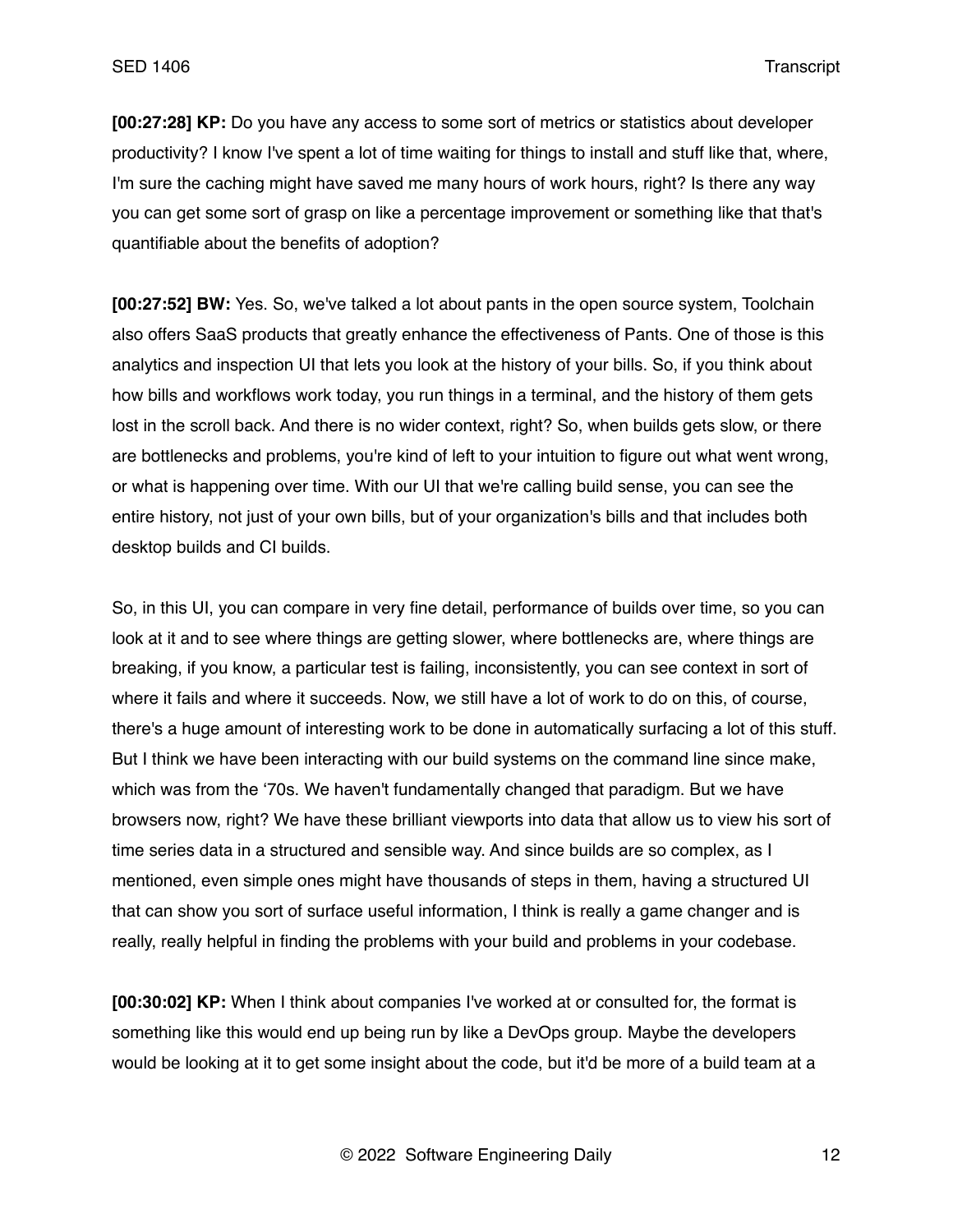**[00:27:28] KP:** Do you have any access to some sort of metrics or statistics about developer productivity? I know I've spent a lot of time waiting for things to install and stuff like that, where, I'm sure the caching might have saved me many hours of work hours, right? Is there any way you can get some sort of grasp on like a percentage improvement or something like that that's quantifiable about the benefits of adoption?

**[00:27:52] BW:** Yes. So, we've talked a lot about pants in the open source system, Toolchain also offers SaaS products that greatly enhance the effectiveness of Pants. One of those is this analytics and inspection UI that lets you look at the history of your bills. So, if you think about how bills and workflows work today, you run things in a terminal, and the history of them gets lost in the scroll back. And there is no wider context, right? So, when builds gets slow, or there are bottlenecks and problems, you're kind of left to your intuition to figure out what went wrong, or what is happening over time. With our UI that we're calling build sense, you can see the entire history, not just of your own bills, but of your organization's bills and that includes both desktop builds and CI builds.

So, in this UI, you can compare in very fine detail, performance of builds over time, so you can look at it and to see where things are getting slower, where bottlenecks are, where things are breaking, if you know, a particular test is failing, inconsistently, you can see context in sort of where it fails and where it succeeds. Now, we still have a lot of work to do on this, of course, there's a huge amount of interesting work to be done in automatically surfacing a lot of this stuff. But I think we have been interacting with our build systems on the command line since make, which was from the '70s. We haven't fundamentally changed that paradigm. But we have browsers now, right? We have these brilliant viewports into data that allow us to view his sort of time series data in a structured and sensible way. And since builds are so complex, as I mentioned, even simple ones might have thousands of steps in them, having a structured UI that can show you sort of surface useful information, I think is really a game changer and is really, really helpful in finding the problems with your build and problems in your codebase.

**[00:30:02] KP:** When I think about companies I've worked at or consulted for, the format is something like this would end up being run by like a DevOps group. Maybe the developers would be looking at it to get some insight about the code, but it'd be more of a build team at a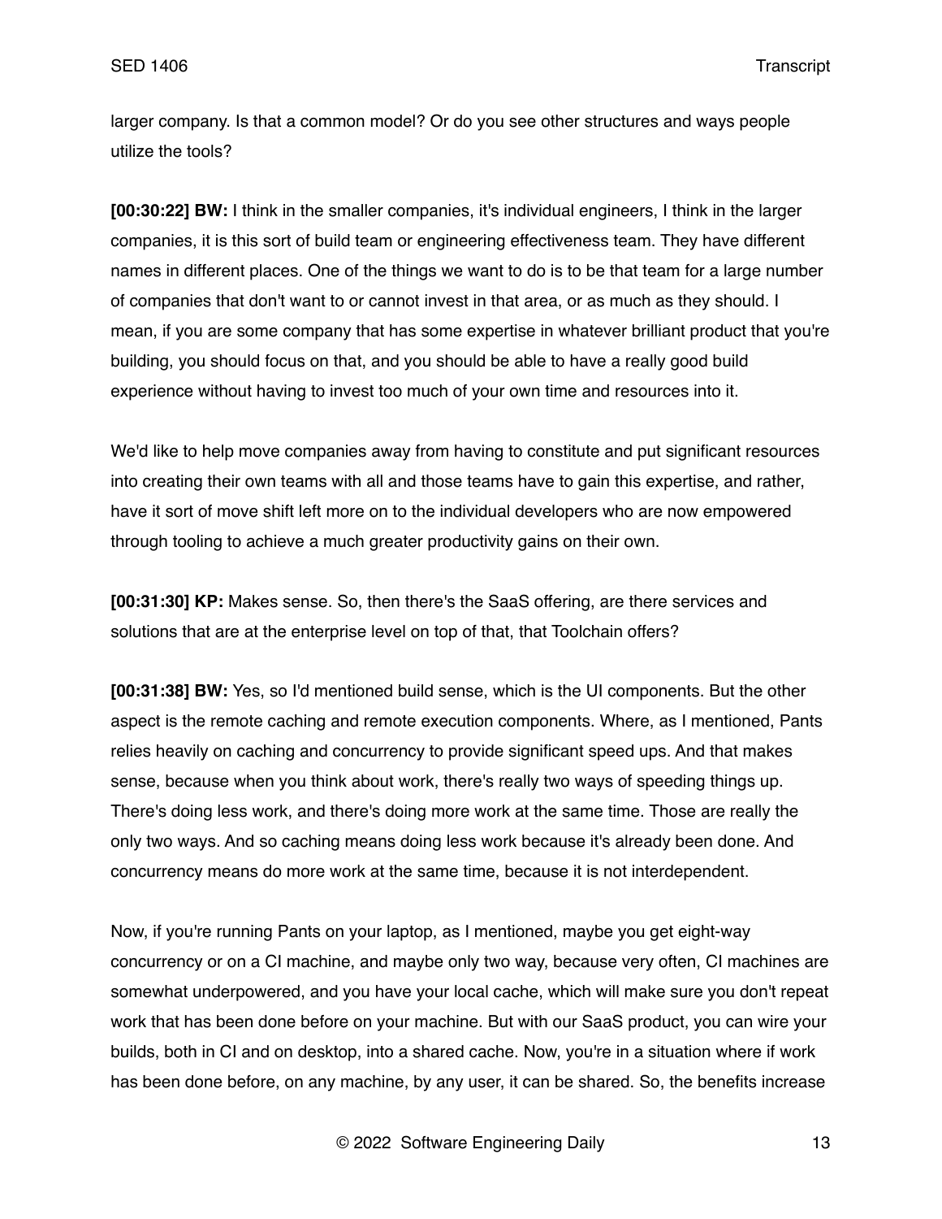larger company. Is that a common model? Or do you see other structures and ways people utilize the tools?

**[00:30:22] BW:** I think in the smaller companies, it's individual engineers, I think in the larger companies, it is this sort of build team or engineering effectiveness team. They have different names in different places. One of the things we want to do is to be that team for a large number of companies that don't want to or cannot invest in that area, or as much as they should. I mean, if you are some company that has some expertise in whatever brilliant product that you're building, you should focus on that, and you should be able to have a really good build experience without having to invest too much of your own time and resources into it.

We'd like to help move companies away from having to constitute and put significant resources into creating their own teams with all and those teams have to gain this expertise, and rather, have it sort of move shift left more on to the individual developers who are now empowered through tooling to achieve a much greater productivity gains on their own.

**[00:31:30] KP:** Makes sense. So, then there's the SaaS offering, are there services and solutions that are at the enterprise level on top of that, that Toolchain offers?

**[00:31:38] BW:** Yes, so I'd mentioned build sense, which is the UI components. But the other aspect is the remote caching and remote execution components. Where, as I mentioned, Pants relies heavily on caching and concurrency to provide significant speed ups. And that makes sense, because when you think about work, there's really two ways of speeding things up. There's doing less work, and there's doing more work at the same time. Those are really the only two ways. And so caching means doing less work because it's already been done. And concurrency means do more work at the same time, because it is not interdependent.

Now, if you're running Pants on your laptop, as I mentioned, maybe you get eight-way concurrency or on a CI machine, and maybe only two way, because very often, CI machines are somewhat underpowered, and you have your local cache, which will make sure you don't repeat work that has been done before on your machine. But with our SaaS product, you can wire your builds, both in CI and on desktop, into a shared cache. Now, you're in a situation where if work has been done before, on any machine, by any user, it can be shared. So, the benefits increase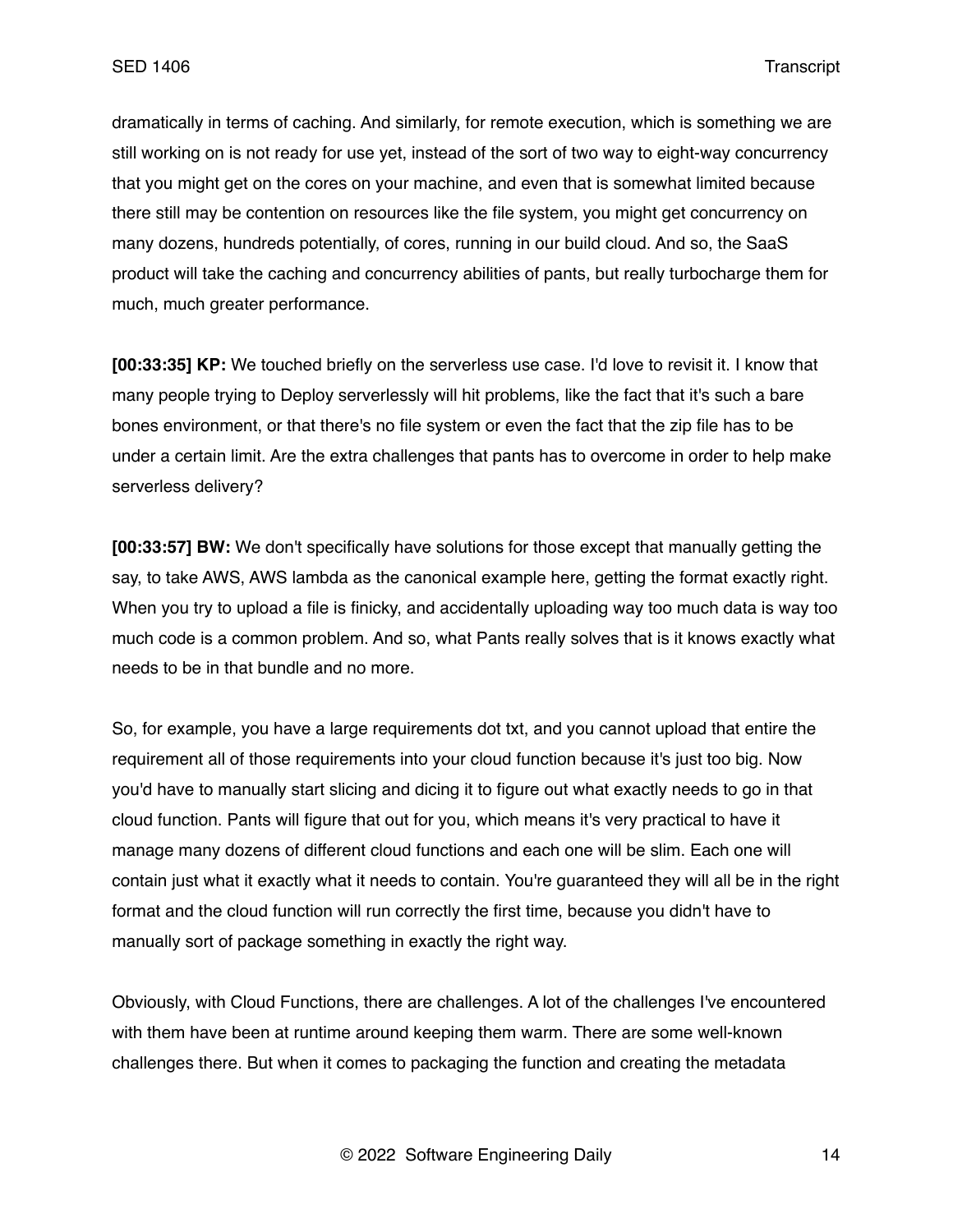dramatically in terms of caching. And similarly, for remote execution, which is something we are still working on is not ready for use yet, instead of the sort of two way to eight-way concurrency that you might get on the cores on your machine, and even that is somewhat limited because there still may be contention on resources like the file system, you might get concurrency on many dozens, hundreds potentially, of cores, running in our build cloud. And so, the SaaS product will take the caching and concurrency abilities of pants, but really turbocharge them for much, much greater performance.

**[00:33:35] KP:** We touched briefly on the serverless use case. I'd love to revisit it. I know that many people trying to Deploy serverlessly will hit problems, like the fact that it's such a bare bones environment, or that there's no file system or even the fact that the zip file has to be under a certain limit. Are the extra challenges that pants has to overcome in order to help make serverless delivery?

**[00:33:57] BW:** We don't specifically have solutions for those except that manually getting the say, to take AWS, AWS lambda as the canonical example here, getting the format exactly right. When you try to upload a file is finicky, and accidentally uploading way too much data is way too much code is a common problem. And so, what Pants really solves that is it knows exactly what needs to be in that bundle and no more.

So, for example, you have a large requirements dot txt, and you cannot upload that entire the requirement all of those requirements into your cloud function because it's just too big. Now you'd have to manually start slicing and dicing it to figure out what exactly needs to go in that cloud function. Pants will figure that out for you, which means it's very practical to have it manage many dozens of different cloud functions and each one will be slim. Each one will contain just what it exactly what it needs to contain. You're guaranteed they will all be in the right format and the cloud function will run correctly the first time, because you didn't have to manually sort of package something in exactly the right way.

Obviously, with Cloud Functions, there are challenges. A lot of the challenges I've encountered with them have been at runtime around keeping them warm. There are some well-known challenges there. But when it comes to packaging the function and creating the metadata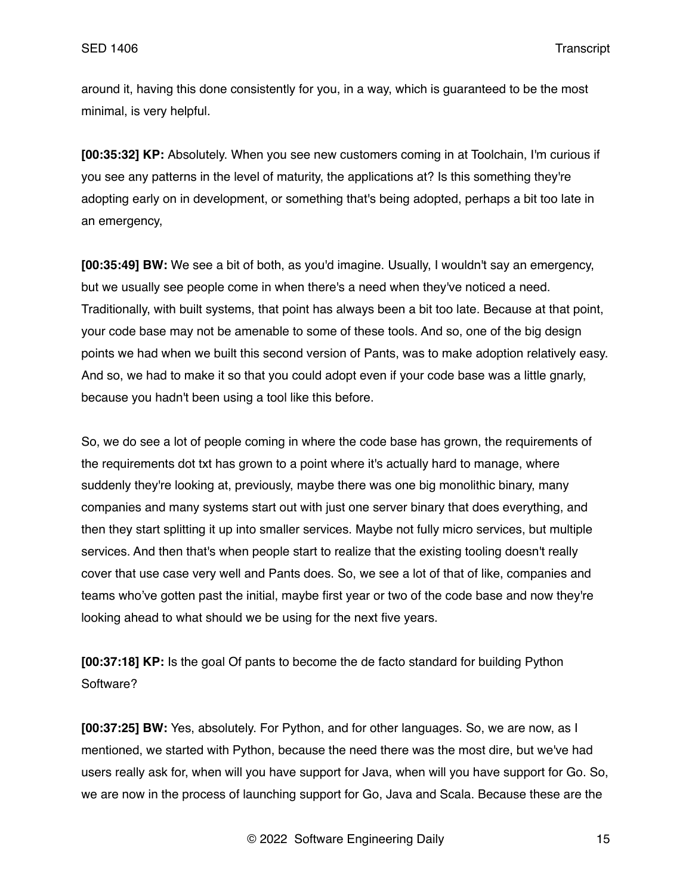around it, having this done consistently for you, in a way, which is guaranteed to be the most minimal, is very helpful.

**[00:35:32] KP:** Absolutely. When you see new customers coming in at Toolchain, I'm curious if you see any patterns in the level of maturity, the applications at? Is this something they're adopting early on in development, or something that's being adopted, perhaps a bit too late in an emergency,

**[00:35:49] BW:** We see a bit of both, as you'd imagine. Usually, I wouldn't say an emergency, but we usually see people come in when there's a need when they've noticed a need. Traditionally, with built systems, that point has always been a bit too late. Because at that point, your code base may not be amenable to some of these tools. And so, one of the big design points we had when we built this second version of Pants, was to make adoption relatively easy. And so, we had to make it so that you could adopt even if your code base was a little gnarly, because you hadn't been using a tool like this before.

So, we do see a lot of people coming in where the code base has grown, the requirements of the requirements dot txt has grown to a point where it's actually hard to manage, where suddenly they're looking at, previously, maybe there was one big monolithic binary, many companies and many systems start out with just one server binary that does everything, and then they start splitting it up into smaller services. Maybe not fully micro services, but multiple services. And then that's when people start to realize that the existing tooling doesn't really cover that use case very well and Pants does. So, we see a lot of that of like, companies and teams who've gotten past the initial, maybe first year or two of the code base and now they're looking ahead to what should we be using for the next five years.

**[00:37:18] KP:** Is the goal Of pants to become the de facto standard for building Python Software?

**[00:37:25] BW:** Yes, absolutely. For Python, and for other languages. So, we are now, as I mentioned, we started with Python, because the need there was the most dire, but we've had users really ask for, when will you have support for Java, when will you have support for Go. So, we are now in the process of launching support for Go, Java and Scala. Because these are the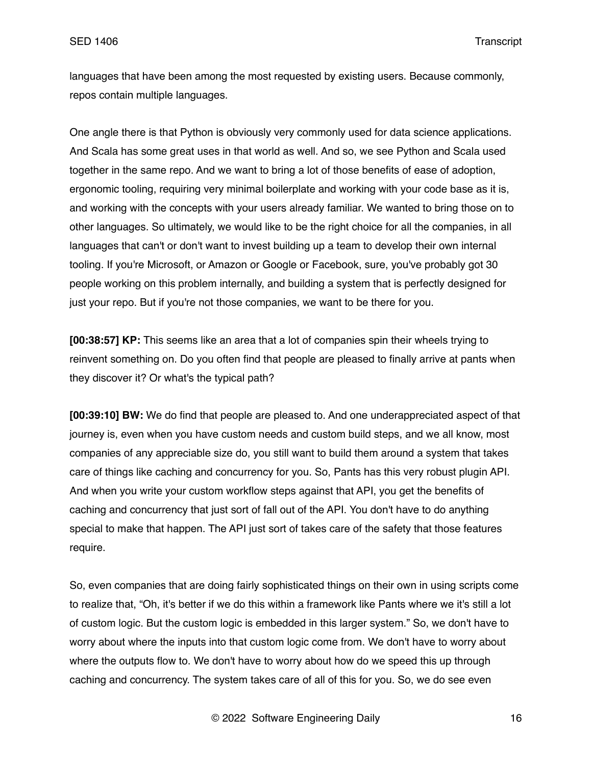languages that have been among the most requested by existing users. Because commonly, repos contain multiple languages.

One angle there is that Python is obviously very commonly used for data science applications. And Scala has some great uses in that world as well. And so, we see Python and Scala used together in the same repo. And we want to bring a lot of those benefits of ease of adoption, ergonomic tooling, requiring very minimal boilerplate and working with your code base as it is, and working with the concepts with your users already familiar. We wanted to bring those on to other languages. So ultimately, we would like to be the right choice for all the companies, in all languages that can't or don't want to invest building up a team to develop their own internal tooling. If you're Microsoft, or Amazon or Google or Facebook, sure, you've probably got 30 people working on this problem internally, and building a system that is perfectly designed for just your repo. But if you're not those companies, we want to be there for you.

**[00:38:57] KP:** This seems like an area that a lot of companies spin their wheels trying to reinvent something on. Do you often find that people are pleased to finally arrive at pants when they discover it? Or what's the typical path?

**[00:39:10] BW:** We do find that people are pleased to. And one underappreciated aspect of that journey is, even when you have custom needs and custom build steps, and we all know, most companies of any appreciable size do, you still want to build them around a system that takes care of things like caching and concurrency for you. So, Pants has this very robust plugin API. And when you write your custom workflow steps against that API, you get the benefits of caching and concurrency that just sort of fall out of the API. You don't have to do anything special to make that happen. The API just sort of takes care of the safety that those features require.

So, even companies that are doing fairly sophisticated things on their own in using scripts come to realize that, "Oh, it's better if we do this within a framework like Pants where we it's still a lot of custom logic. But the custom logic is embedded in this larger system." So, we don't have to worry about where the inputs into that custom logic come from. We don't have to worry about where the outputs flow to. We don't have to worry about how do we speed this up through caching and concurrency. The system takes care of all of this for you. So, we do see even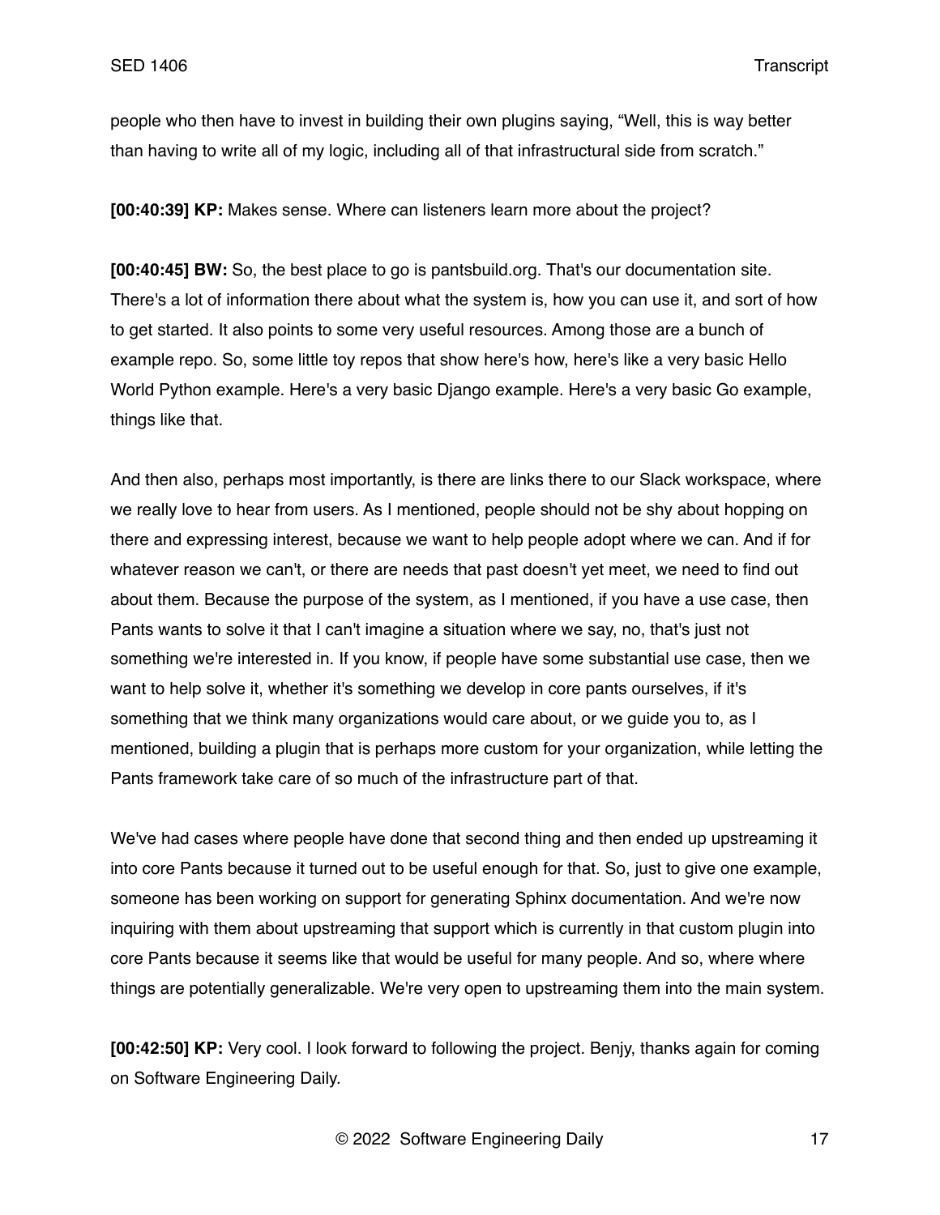people who then have to invest in building their own plugins saying, "Well, this is way better than having to write all of my logic, including all of that infrastructural side from scratch."

**[00:40:39] KP:** Makes sense. Where can listeners learn more about the project?

**[00:40:45] BW:** So, the best place to go is pantsbuild.org. That's our documentation site. There's a lot of information there about what the system is, how you can use it, and sort of how to get started. It also points to some very useful resources. Among those are a bunch of example repo. So, some little toy repos that show here's how, here's like a very basic Hello World Python example. Here's a very basic Django example. Here's a very basic Go example, things like that.

And then also, perhaps most importantly, is there are links there to our Slack workspace, where we really love to hear from users. As I mentioned, people should not be shy about hopping on there and expressing interest, because we want to help people adopt where we can. And if for whatever reason we can't, or there are needs that past doesn't yet meet, we need to find out about them. Because the purpose of the system, as I mentioned, if you have a use case, then Pants wants to solve it that I can't imagine a situation where we say, no, that's just not something we're interested in. If you know, if people have some substantial use case, then we want to help solve it, whether it's something we develop in core pants ourselves, if it's something that we think many organizations would care about, or we guide you to, as I mentioned, building a plugin that is perhaps more custom for your organization, while letting the Pants framework take care of so much of the infrastructure part of that.

We've had cases where people have done that second thing and then ended up upstreaming it into core Pants because it turned out to be useful enough for that. So, just to give one example, someone has been working on support for generating Sphinx documentation. And we're now inquiring with them about upstreaming that support which is currently in that custom plugin into core Pants because it seems like that would be useful for many people. And so, where where things are potentially generalizable. We're very open to upstreaming them into the main system.

**[00:42:50] KP:** Very cool. I look forward to following the project. Benjy, thanks again for coming on Software Engineering Daily.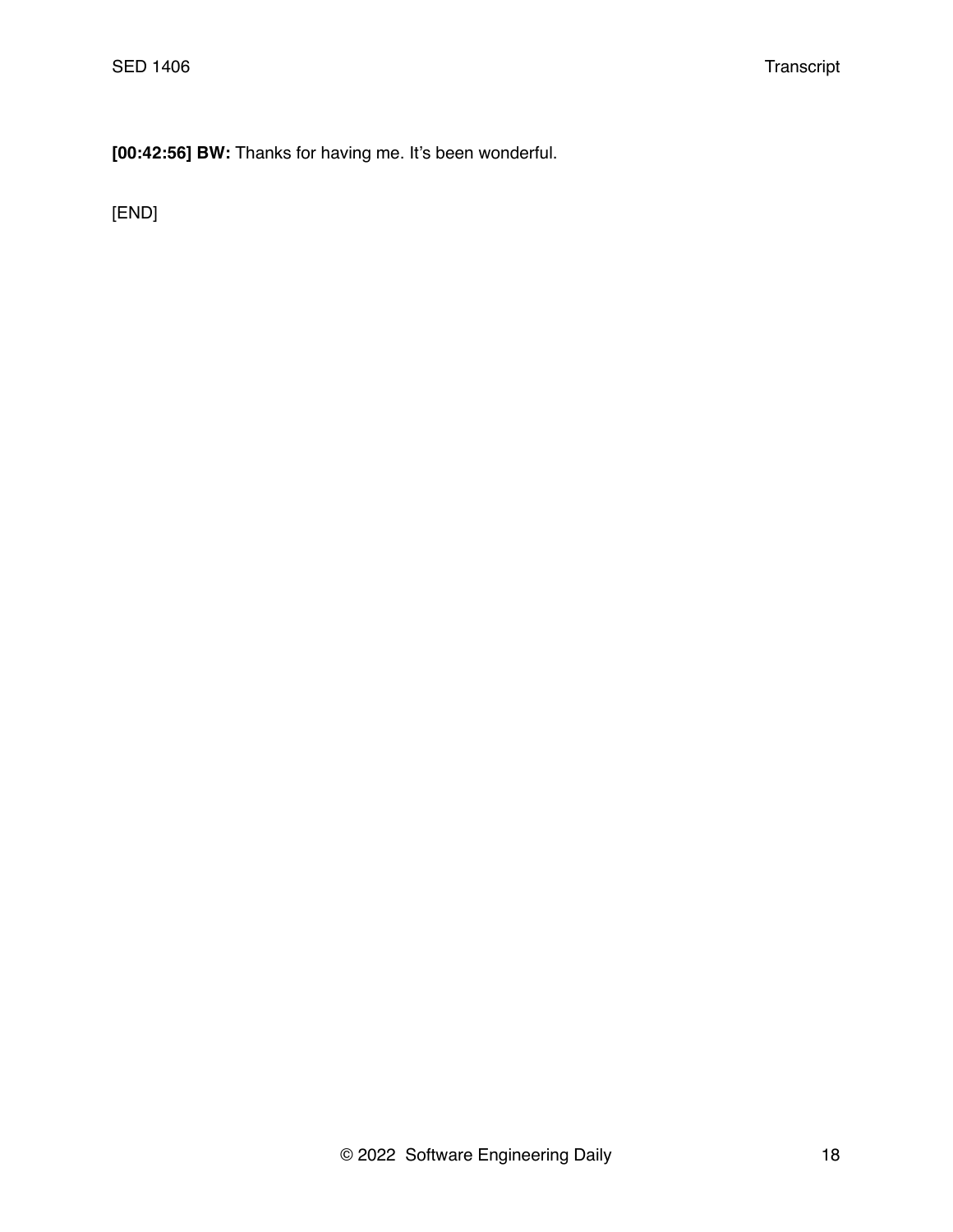**[00:42:56] BW:** Thanks for having me. It's been wonderful.

[END]